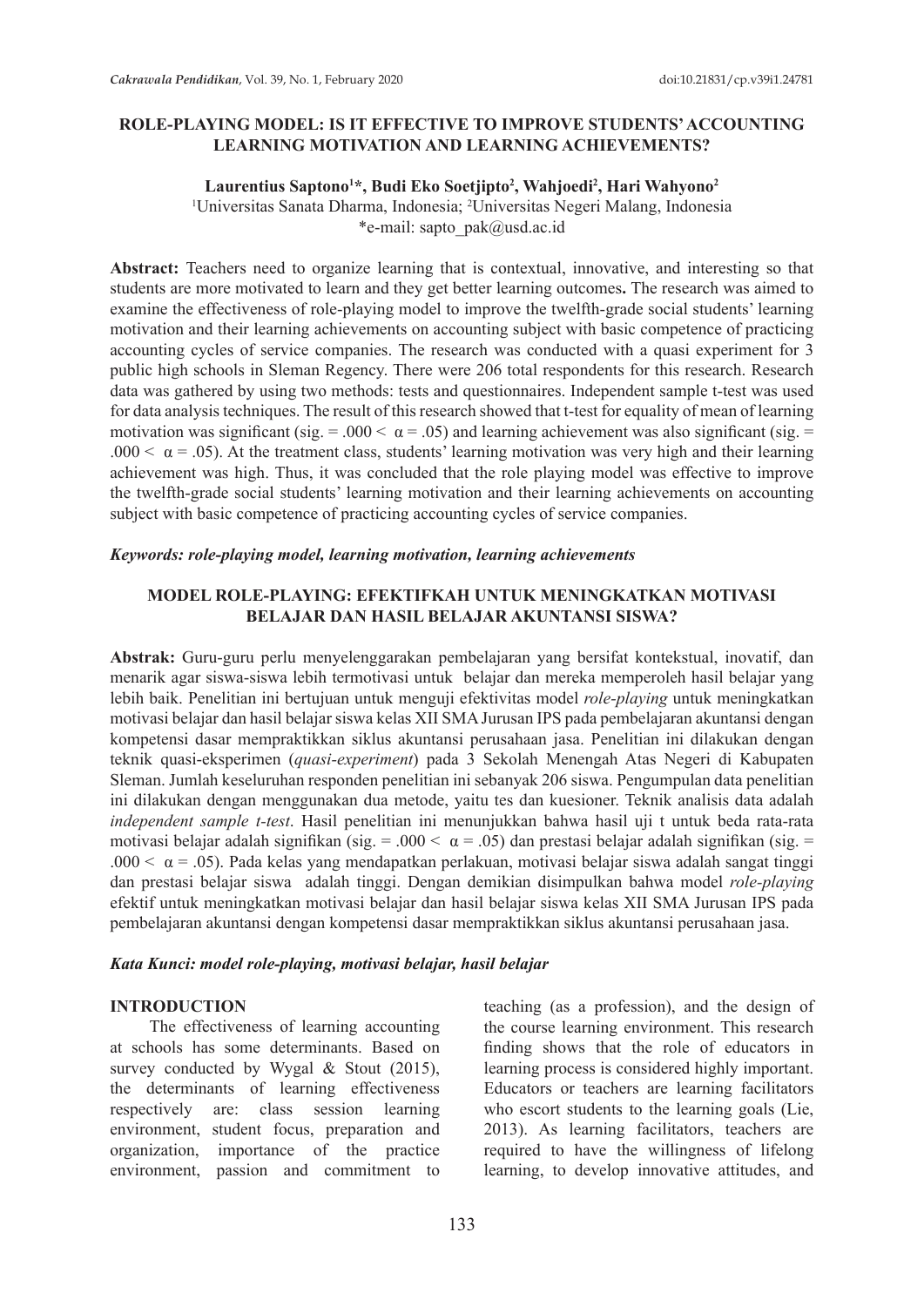# ROLE-PLAYING MODEL: IS IT EFFECTIVE TO IMPROVE STUDENTS' ACCOUNTING LEARNING MOTIVATION AND LEARNING ACHIEVEMENTS?

**Laurentius Saptono[1]*, Budi Eko Soetjipto[2], Wahjoedi[2], Hari Wahyono[2]**

[1]Universitas Sanata Dharma, Indonesia; [2]Universitas Negeri Malang, Indonesia

*e-mail: sapto_pak@usd.ac.id

**Abstract:** Teachers need to organize learning that is contextual, innovative, and interesting so that students are more motivated to learn and they get better learning outcomes**.** The research was aimed to examine the effectiveness of role-playing model to improve the twelfth-grade social students' learning motivation and their learning achievements on accounting subject with basic competence of practicing accounting cycles of service companies. The research was conducted with a quasi experiment for 3 public high schools in Sleman Regency. There were 206 total respondents for this research. Research data was gathered by using two methods: tests and questionnaires. Independent sample t-test was used for data analysis techniques. The result of this research showed that t-test for equality of mean of learning motivation was significant (sig. = .000 < α = .05) and learning achievement was also significant (sig. = .000 < α = .05). At the treatment class, students' learning motivation was very high and their learning achievement was high. Thus, it was concluded that the role playing model was effective to improve the twelfth-grade social students' learning motivation and their learning achievements on accounting subject with basic competence of practicing accounting cycles of service companies.

***Keywords: role-playing model, learning motivation, learning achievements***

# MODEL ROLE-PLAYING: EFEKTIFKAH UNTUK MENINGKATKAN MOTIVASI BELAJAR DAN HASIL BELAJAR AKUNTANSI SISWA?

**Abstrak:** Guru-guru perlu menyelenggarakan pembelajaran yang bersifat kontekstual, inovatif, dan menarik agar siswa-siswa lebih termotivasi untuk belajar dan mereka memperoleh hasil belajar yang lebih baik. Penelitian ini bertujuan untuk menguji efektivitas model *role-playing* untuk meningkatkan motivasi belajar dan hasil belajar siswa kelas XII SMA Jurusan IPS pada pembelajaran akuntansi dengan kompetensi dasar mempraktikkan siklus akuntansi perusahaan jasa. Penelitian ini dilakukan dengan teknik quasi-eksperimen (*quasi-experiment*) pada 3 Sekolah Menengah Atas Negeri di Kabupaten Sleman. Jumlah keseluruhan responden penelitian ini sebanyak 206 siswa. Pengumpulan data penelitian ini dilakukan dengan menggunakan dua metode, yaitu tes dan kuesioner. Teknik analisis data adalah *independent sample t-test*. Hasil penelitian ini menunjukkan bahwa hasil uji t untuk beda rata-rata motivasi belajar adalah signifikan (sig. = .000 < α = .05) dan prestasi belajar adalah signifikan (sig. = .000 < α = .05). Pada kelas yang mendapatkan perlakuan, motivasi belajar siswa adalah sangat tinggi dan prestasi belajar siswa adalah tinggi. Dengan demikian disimpulkan bahwa model *role-playing* efektif untuk meningkatkan motivasi belajar dan hasil belajar siswa kelas XII SMA Jurusan IPS pada pembelajaran akuntansi dengan kompetensi dasar mempraktikkan siklus akuntansi perusahaan jasa.

***Kata Kunci: model role-playing, motivasi belajar, hasil belajar***

## INTRODUCTION

The effectiveness of learning accounting at schools has some determinants. Based on survey conducted by Wygal & Stout (2015), the determinants of learning effectiveness respectively are: class session learning environment, student focus, preparation and organization, importance of the practice environment, passion and commitment to teaching (as a profession), and the design of the course learning environment. This research finding shows that the role of educators in learning process is considered highly important. Educators or teachers are learning facilitators who escort students to the learning goals (Lie, 2013). As learning facilitators, teachers are required to have the willingness of lifelong learning, to develop innovative attitudes, and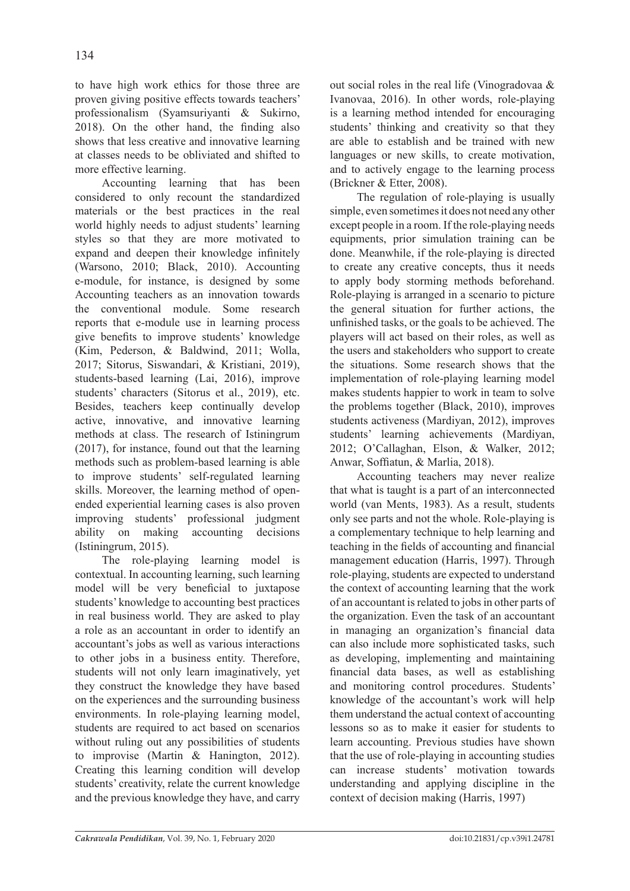to have high work ethics for those three are proven giving positive effects towards teachers' professionalism (Syamsuriyanti & Sukirno, 2018). On the other hand, the finding also shows that less creative and innovative learning at classes needs to be obliviated and shifted to more effective learning.

Accounting learning that has been considered to only recount the standardized materials or the best practices in the real world highly needs to adjust students' learning styles so that they are more motivated to expand and deepen their knowledge infinitely (Warsono, 2010; Black, 2010). Accounting e-module, for instance, is designed by some Accounting teachers as an innovation towards the conventional module. Some research reports that e-module use in learning process give benefits to improve students' knowledge (Kim, Pederson, & Baldwind, 2011; Wolla, 2017; Sitorus, Siswandari, & Kristiani, 2019), students-based learning (Lai, 2016), improve students' characters (Sitorus et al., 2019), etc. Besides, teachers keep continually develop active, innovative, and innovative learning methods at class. The research of Istiningrum (2017), for instance, found out that the learning methods such as problem-based learning is able to improve students' self-regulated learning skills. Moreover, the learning method of open-ended experiential learning cases is also proven improving students' professional judgment ability on making accounting decisions (Istiningrum, 2015).

The role-playing learning model is contextual. In accounting learning, such learning model will be very beneficial to juxtapose students' knowledge to accounting best practices in real business world. They are asked to play a role as an accountant in order to identify an accountant's jobs as well as various interactions to other jobs in a business entity. Therefore, students will not only learn imaginatively, yet they construct the knowledge they have based on the experiences and the surrounding business environments. In role-playing learning model, students are required to act based on scenarios without ruling out any possibilities of students to improvise (Martin & Hanington, 2012). Creating this learning condition will develop students' creativity, relate the current knowledge and the previous knowledge they have, and carry out social roles in the real life (Vinogradovaa & Ivanovaa, 2016). In other words, role-playing is a learning method intended for encouraging students' thinking and creativity so that they are able to establish and be trained with new languages or new skills, to create motivation, and to actively engage to the learning process (Brickner & Etter, 2008).

The regulation of role-playing is usually simple, even sometimes it does not need any other except people in a room. If the role-playing needs equipments, prior simulation training can be done. Meanwhile, if the role-playing is directed to create any creative concepts, thus it needs to apply body storming methods beforehand. Role-playing is arranged in a scenario to picture the general situation for further actions, the unfinished tasks, or the goals to be achieved. The players will act based on their roles, as well as the users and stakeholders who support to create the situations. Some research shows that the implementation of role-playing learning model makes students happier to work in team to solve the problems together (Black, 2010), improves students activeness (Mardiyan, 2012), improves students' learning achievements (Mardiyan, 2012; O'Callaghan, Elson, & Walker, 2012; Anwar, Soffiatun, & Marlia, 2018).

Accounting teachers may never realize that what is taught is a part of an interconnected world (van Ments, 1983). As a result, students only see parts and not the whole. Role-playing is a complementary technique to help learning and teaching in the fields of accounting and financial management education (Harris, 1997). Through role-playing, students are expected to understand the context of accounting learning that the work of an accountant is related to jobs in other parts of the organization. Even the task of an accountant in managing an organization's financial data can also include more sophisticated tasks, such as developing, implementing and maintaining financial data bases, as well as establishing and monitoring control procedures. Students' knowledge of the accountant's work will help them understand the actual context of accounting lessons so as to make it easier for students to learn accounting. Previous studies have shown that the use of role-playing in accounting studies can increase students' motivation towards understanding and applying discipline in the context of decision making (Harris, 1997)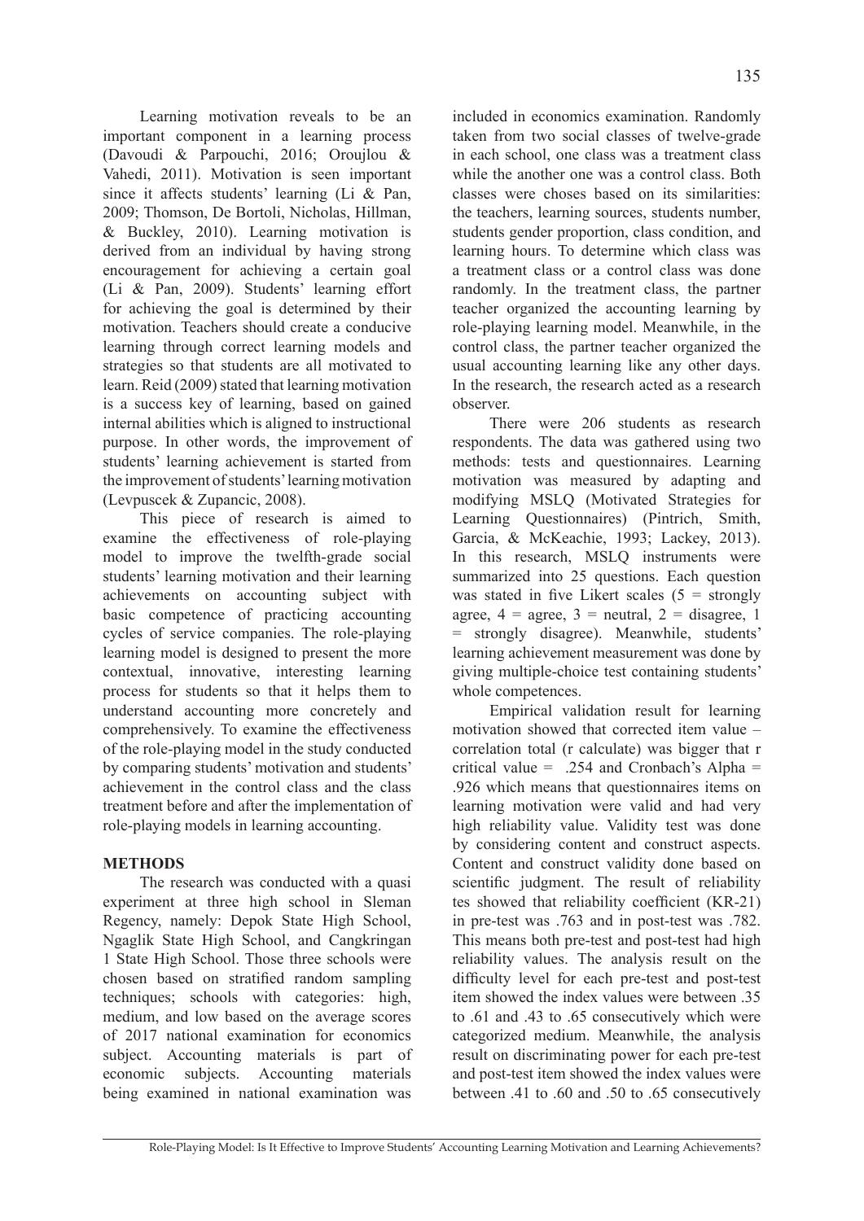Learning motivation reveals to be an important component in a learning process (Davoudi & Parpouchi, 2016; Oroujlou & Vahedi, 2011). Motivation is seen important since it affects students' learning (Li & Pan, 2009; Thomson, De Bortoli, Nicholas, Hillman, & Buckley, 2010). Learning motivation is derived from an individual by having strong encouragement for achieving a certain goal (Li & Pan, 2009). Students' learning effort for achieving the goal is determined by their motivation. Teachers should create a conducive learning through correct learning models and strategies so that students are all motivated to learn. Reid (2009) stated that learning motivation is a success key of learning, based on gained internal abilities which is aligned to instructional purpose. In other words, the improvement of students' learning achievement is started from the improvement of students' learning motivation (Levpuscek & Zupancic, 2008).

This piece of research is aimed to examine the effectiveness of role-playing model to improve the twelfth-grade social students' learning motivation and their learning achievements on accounting subject with basic competence of practicing accounting cycles of service companies. The role-playing learning model is designed to present the more contextual, innovative, interesting learning process for students so that it helps them to understand accounting more concretely and comprehensively. To examine the effectiveness of the role-playing model in the study conducted by comparing students' motivation and students' achievement in the control class and the class treatment before and after the implementation of role-playing models in learning accounting.

## METHODS

The research was conducted with a quasi experiment at three high school in Sleman Regency, namely: Depok State High School, Ngaglik State High School, and Cangkringan 1 State High School. Those three schools were chosen based on stratified random sampling techniques; schools with categories: high, medium, and low based on the average scores of 2017 national examination for economics subject. Accounting materials is part of economic subjects. Accounting materials being examined in national examination was included in economics examination. Randomly taken from two social classes of twelve-grade in each school, one class was a treatment class while the another one was a control class. Both classes were choses based on its similarities: the teachers, learning sources, students number, students gender proportion, class condition, and learning hours. To determine which class was a treatment class or a control class was done randomly. In the treatment class, the partner teacher organized the accounting learning by role-playing learning model. Meanwhile, in the control class, the partner teacher organized the usual accounting learning like any other days. In the research, the research acted as a research observer.

There were 206 students as research respondents. The data was gathered using two methods: tests and questionnaires. Learning motivation was measured by adapting and modifying MSLQ (Motivated Strategies for Learning Questionnaires) (Pintrich, Smith, Garcia, & McKeachie, 1993; Lackey, 2013). In this research, MSLQ instruments were summarized into 25 questions. Each question was stated in five Likert scales (5 = strongly agree, 4 = agree, 3 = neutral, 2 = disagree, 1 = strongly disagree). Meanwhile, students' learning achievement measurement was done by giving multiple-choice test containing students' whole competences.

Empirical validation result for learning motivation showed that corrected item value – correlation total (r calculate) was bigger that r critical value = .254 and Cronbach's Alpha = .926 which means that questionnaires items on learning motivation were valid and had very high reliability value. Validity test was done by considering content and construct aspects. Content and construct validity done based on scientific judgment. The result of reliability tes showed that reliability coefficient (KR-21) in pre-test was .763 and in post-test was .782. This means both pre-test and post-test had high reliability values. The analysis result on the difficulty level for each pre-test and post-test item showed the index values were between .35 to .61 and .43 to .65 consecutively which were categorized medium. Meanwhile, the analysis result on discriminating power for each pre-test and post-test item showed the index values were between .41 to .60 and .50 to .65 consecutively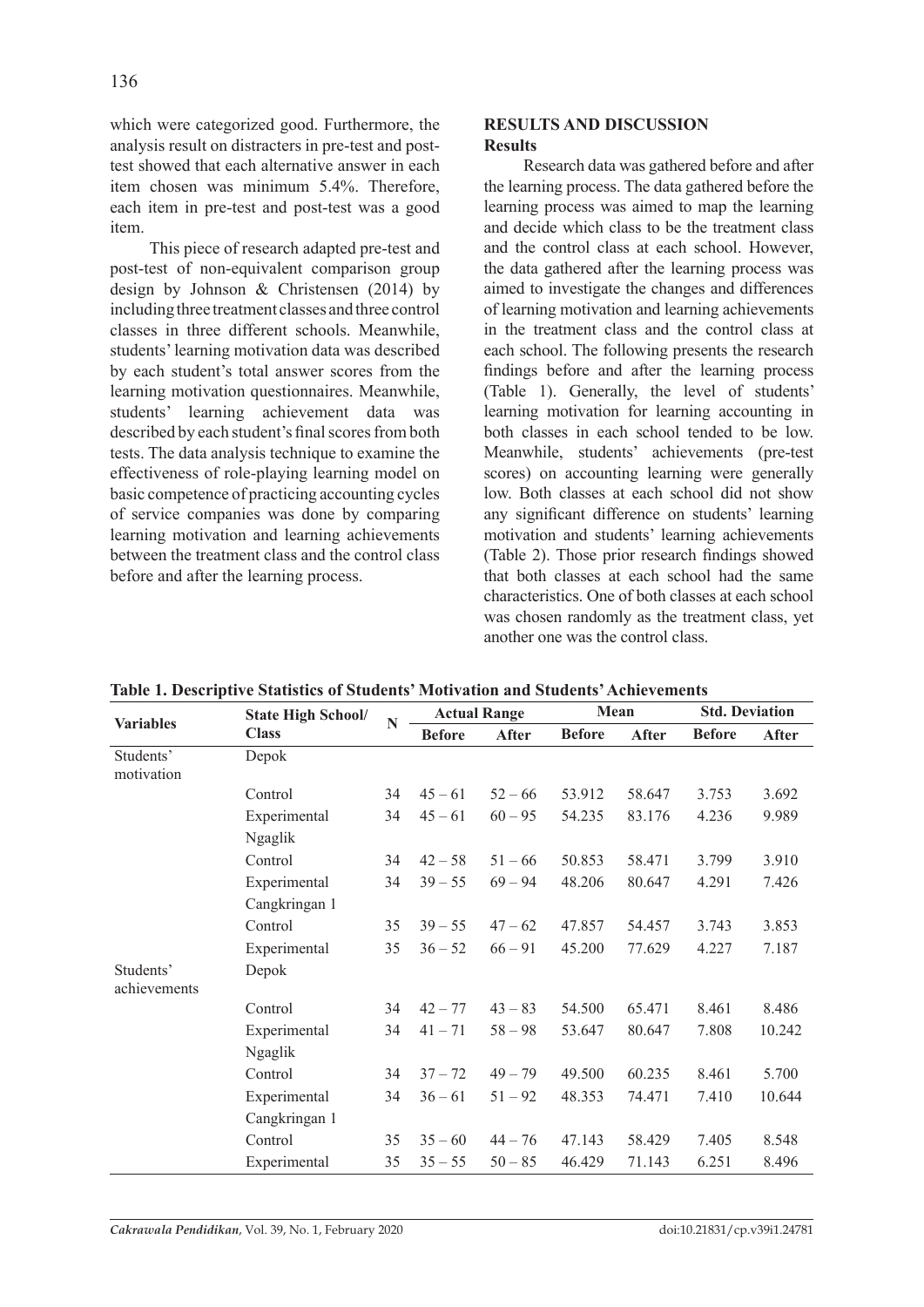which were categorized good. Furthermore, the analysis result on distracters in pre-test and post-test showed that each alternative answer in each item chosen was minimum 5.4%. Therefore, each item in pre-test and post-test was a good item.

This piece of research adapted pre-test and post-test of non-equivalent comparison group design by Johnson & Christensen (2014) by including three treatment classes and three control classes in three different schools. Meanwhile, students' learning motivation data was described by each student's total answer scores from the learning motivation questionnaires. Meanwhile, students' learning achievement data was described by each student's final scores from both tests. The data analysis technique to examine the effectiveness of role-playing learning model on basic competence of practicing accounting cycles of service companies was done by comparing learning motivation and learning achievements between the treatment class and the control class before and after the learning process.

## RESULTS AND DISCUSSION

### Results

Research data was gathered before and after the learning process. The data gathered before the learning process was aimed to map the learning and decide which class to be the treatment class and the control class at each school. However, the data gathered after the learning process was aimed to investigate the changes and differences of learning motivation and learning achievements in the treatment class and the control class at each school. The following presents the research findings before and after the learning process (Table 1). Generally, the level of students' learning motivation for learning accounting in both classes in each school tended to be low. Meanwhile, students' achievements (pre-test scores) on accounting learning were generally low. Both classes at each school did not show any significant difference on students' learning motivation and students' learning achievements (Table 2). Those prior research findings showed that both classes at each school had the same characteristics. One of both classes at each school was chosen randomly as the treatment class, yet another one was the control class.

**Table 1. Descriptive Statistics of Students' Motivation and Students' Achievements**

| Variables | State High School/ Class | N | Actual Range | | Mean | | Std. Deviation | |
|---|---|---|---|---|---|---|---|---|
| | | | Before | After | Before | After | Before | After |
| Students' motivation | Depok | | | | | | | |
| | Control | 34 | 45 – 61 | 52 – 66 | 53.912 | 58.647 | 3.753 | 3.692 |
| | Experimental | 34 | 45 – 61 | 60 – 95 | 54.235 | 83.176 | 4.236 | 9.989 |
| | Ngaglik | | | | | | | |
| | Control | 34 | 42 – 58 | 51 – 66 | 50.853 | 58.471 | 3.799 | 3.910 |
| | Experimental | 34 | 39 – 55 | 69 – 94 | 48.206 | 80.647 | 4.291 | 7.426 |
| | Cangkringan 1 | | | | | | | |
| | Control | 35 | 39 – 55 | 47 – 62 | 47.857 | 54.457 | 3.743 | 3.853 |
| | Experimental | 35 | 36 – 52 | 66 – 91 | 45.200 | 77.629 | 4.227 | 7.187 |
| Students' achievements | Depok | | | | | | | |
| | Control | 34 | 42 – 77 | 43 – 83 | 54.500 | 65.471 | 8.461 | 8.486 |
| | Experimental | 34 | 41 – 71 | 58 – 98 | 53.647 | 80.647 | 7.808 | 10.242 |
| | Ngaglik | | | | | | | |
| | Control | 34 | 37 – 72 | 49 – 79 | 49.500 | 60.235 | 8.461 | 5.700 |
| | Experimental | 34 | 36 – 61 | 51 – 92 | 48.353 | 74.471 | 7.410 | 10.644 |
| | Cangkringan 1 | | | | | | | |
| | Control | 35 | 35 – 60 | 44 – 76 | 47.143 | 58.429 | 7.405 | 8.548 |
| | Experimental | 35 | 35 – 55 | 50 – 85 | 46.429 | 71.143 | 6.251 | 8.496 |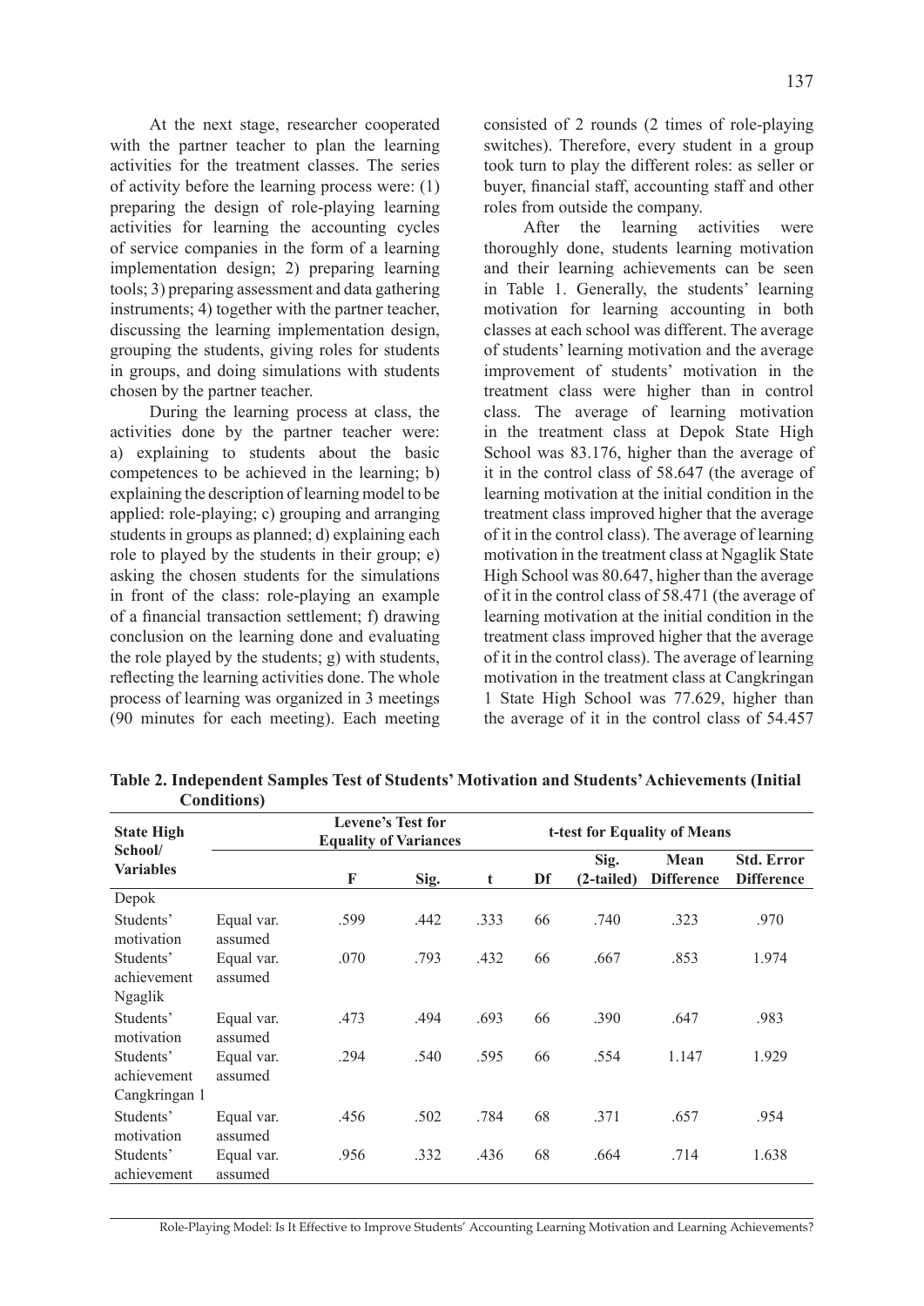At the next stage, researcher cooperated with the partner teacher to plan the learning activities for the treatment classes. The series of activity before the learning process were: (1) preparing the design of role-playing learning activities for learning the accounting cycles of service companies in the form of a learning implementation design; 2) preparing learning tools; 3) preparing assessment and data gathering instruments; 4) together with the partner teacher, discussing the learning implementation design, grouping the students, giving roles for students in groups, and doing simulations with students chosen by the partner teacher.

During the learning process at class, the activities done by the partner teacher were: a) explaining to students about the basic competences to be achieved in the learning; b) explaining the description of learning model to be applied: role-playing; c) grouping and arranging students in groups as planned; d) explaining each role to played by the students in their group; e) asking the chosen students for the simulations in front of the class: role-playing an example of a financial transaction settlement; f) drawing conclusion on the learning done and evaluating the role played by the students; g) with students, reflecting the learning activities done. The whole process of learning was organized in 3 meetings (90 minutes for each meeting). Each meeting consisted of 2 rounds (2 times of role-playing switches). Therefore, every student in a group took turn to play the different roles: as seller or buyer, financial staff, accounting staff and other roles from outside the company.

After the learning activities were thoroughly done, students learning motivation and their learning achievements can be seen in Table 1. Generally, the students' learning motivation for learning accounting in both classes at each school was different. The average of students' learning motivation and the average improvement of students' motivation in the treatment class were higher than in control class. The average of learning motivation in the treatment class at Depok State High School was 83.176, higher than the average of it in the control class of 58.647 (the average of learning motivation at the initial condition in the treatment class improved higher that the average of it in the control class). The average of learning motivation in the treatment class at Ngaglik State High School was 80.647, higher than the average of it in the control class of 58.471 (the average of learning motivation at the initial condition in the treatment class improved higher that the average of it in the control class). The average of learning motivation in the treatment class at Cangkringan 1 State High School was 77.629, higher than the average of it in the control class of 54.457

**Table 2. Independent Samples Test of Students' Motivation and Students' Achievements (Initial Conditions)**

| State High School/ Variables | | Levene's Test for Equality of Variances | | t-test for Equality of Means | | | | |
|---|---|---|---|---|---|---|---|---|
| | | F | Sig. | t | Df | Sig. (2-tailed) | Mean Difference | Std. Error Difference |
| Depok | | | | | | | | |
| Students' motivation | Equal var. assumed | .599 | .442 | .333 | 66 | .740 | .323 | .970 |
| Students' achievement | Equal var. assumed | .070 | .793 | .432 | 66 | .667 | .853 | 1.974 |
| Ngaglik | | | | | | | | |
| Students' motivation | Equal var. assumed | .473 | .494 | .693 | 66 | .390 | .647 | .983 |
| Students' achievement | Equal var. assumed | .294 | .540 | .595 | 66 | .554 | 1.147 | 1.929 |
| Cangkringan 1 | | | | | | | | |
| Students' motivation | Equal var. assumed | .456 | .502 | .784 | 68 | .371 | .657 | .954 |
| Students' achievement | Equal var. assumed | .956 | .332 | .436 | 68 | .664 | .714 | 1.638 |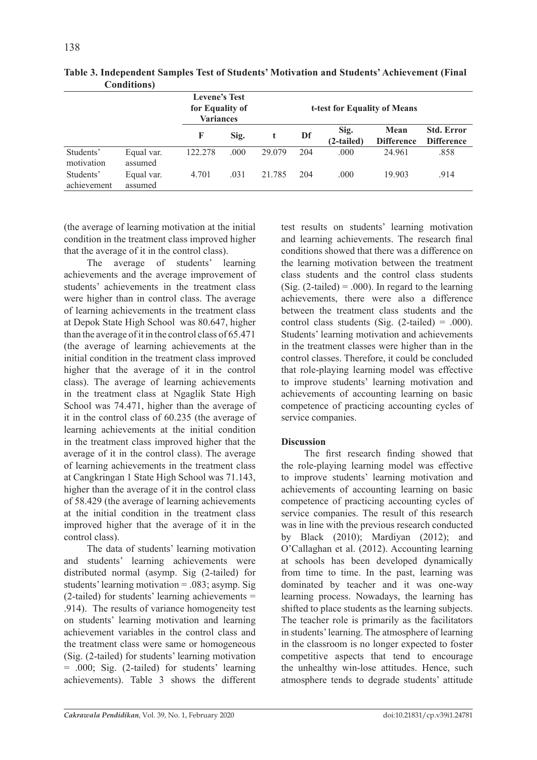**Table 3. Independent Samples Test of Students' Motivation and Students' Achievement (Final Conditions)**

| | | Levene's Test for Equality of Variances | | t-test for Equality of Means | | | | |
|---|---|---|---|---|---|---|---|---|
| | | F | Sig. | t | Df | Sig. (2-tailed) | Mean Difference | Std. Error Difference |
| Students' motivation | Equal var. assumed | 122.278 | .000 | 29.079 | 204 | .000 | 24.961 | .858 |
| Students' achievement | Equal var. assumed | 4.701 | .031 | 21.785 | 204 | .000 | 19.903 | .914 |

(the average of learning motivation at the initial condition in the treatment class improved higher that the average of it in the control class).

The average of students' learning achievements and the average improvement of students' achievements in the treatment class were higher than in control class. The average of learning achievements in the treatment class at Depok State High School was 80.647, higher than the average of it in the control class of 65.471 (the average of learning achievements at the initial condition in the treatment class improved higher that the average of it in the control class). The average of learning achievements in the treatment class at Ngaglik State High School was 74.471, higher than the average of it in the control class of 60.235 (the average of learning achievements at the initial condition in the treatment class improved higher that the average of it in the control class). The average of learning achievements in the treatment class at Cangkringan 1 State High School was 71.143, higher than the average of it in the control class of 58.429 (the average of learning achievements at the initial condition in the treatment class improved higher that the average of it in the control class).

The data of students' learning motivation and students' learning achievements were distributed normal (asymp. Sig (2-tailed) for students' learning motivation = .083; asymp. Sig (2-tailed) for students' learning achievements = .914). The results of variance homogeneity test on students' learning motivation and learning achievement variables in the control class and the treatment class were same or homogeneous (Sig. (2-tailed) for students' learning motivation = .000; Sig. (2-tailed) for students' learning achievements). Table 3 shows the different test results on students' learning motivation and learning achievements. The research final conditions showed that there was a difference on the learning motivation between the treatment class students and the control class students (Sig. (2-tailed) = .000). In regard to the learning achievements, there were also a difference between the treatment class students and the control class students (Sig. (2-tailed) = .000). Students' learning motivation and achievements in the treatment classes were higher than in the control classes. Therefore, it could be concluded that role-playing learning model was effective to improve students' learning motivation and achievements of accounting learning on basic competence of practicing accounting cycles of service companies.

**Discussion**

The first research finding showed that the role-playing learning model was effective to improve students' learning motivation and achievements of accounting learning on basic competence of practicing accounting cycles of service companies. The result of this research was in line with the previous research conducted by Black (2010); Mardiyan (2012); and O'Callaghan et al. (2012). Accounting learning at schools has been developed dynamically from time to time. In the past, learning was dominated by teacher and it was one-way learning process. Nowadays, the learning has shifted to place students as the learning subjects. The teacher role is primarily as the facilitators in students' learning. The atmosphere of learning in the classroom is no longer expected to foster competitive aspects that tend to encourage the unhealthy win-lose attitudes. Hence, such atmosphere tends to degrade students' attitude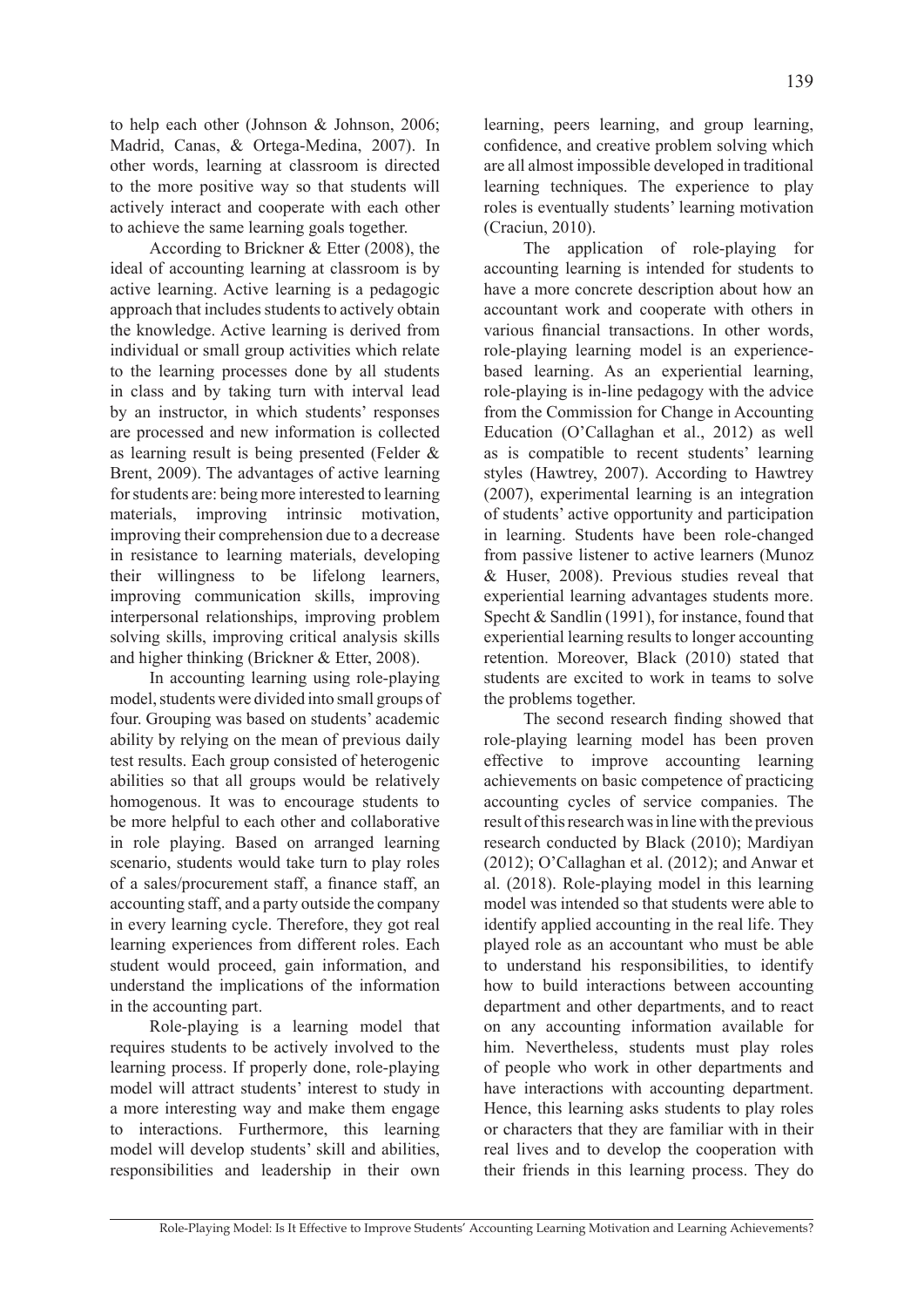to help each other (Johnson & Johnson, 2006; Madrid, Canas, & Ortega-Medina, 2007). In other words, learning at classroom is directed to the more positive way so that students will actively interact and cooperate with each other to achieve the same learning goals together.

According to Brickner & Etter (2008), the ideal of accounting learning at classroom is by active learning. Active learning is a pedagogic approach that includes students to actively obtain the knowledge. Active learning is derived from individual or small group activities which relate to the learning processes done by all students in class and by taking turn with interval lead by an instructor, in which students' responses are processed and new information is collected as learning result is being presented (Felder & Brent, 2009). The advantages of active learning for students are: being more interested to learning materials, improving intrinsic motivation, improving their comprehension due to a decrease in resistance to learning materials, developing their willingness to be lifelong learners, improving communication skills, improving interpersonal relationships, improving problem solving skills, improving critical analysis skills and higher thinking (Brickner & Etter, 2008).

In accounting learning using role-playing model, students were divided into small groups of four. Grouping was based on students' academic ability by relying on the mean of previous daily test results. Each group consisted of heterogenic abilities so that all groups would be relatively homogenous. It was to encourage students to be more helpful to each other and collaborative in role playing. Based on arranged learning scenario, students would take turn to play roles of a sales/procurement staff, a finance staff, an accounting staff, and a party outside the company in every learning cycle. Therefore, they got real learning experiences from different roles. Each student would proceed, gain information, and understand the implications of the information in the accounting part.

Role-playing is a learning model that requires students to be actively involved to the learning process. If properly done, role-playing model will attract students' interest to study in a more interesting way and make them engage to interactions. Furthermore, this learning model will develop students' skill and abilities, responsibilities and leadership in their own learning, peers learning, and group learning, confidence, and creative problem solving which are all almost impossible developed in traditional learning techniques. The experience to play roles is eventually students' learning motivation (Craciun, 2010).

The application of role-playing for accounting learning is intended for students to have a more concrete description about how an accountant work and cooperate with others in various financial transactions. In other words, role-playing learning model is an experience-based learning. As an experiential learning, role-playing is in-line pedagogy with the advice from the Commission for Change in Accounting Education (O'Callaghan et al., 2012) as well as is compatible to recent students' learning styles (Hawtrey, 2007). According to Hawtrey (2007), experimental learning is an integration of students' active opportunity and participation in learning. Students have been role-changed from passive listener to active learners (Munoz & Huser, 2008). Previous studies reveal that experiential learning advantages students more. Specht & Sandlin (1991), for instance, found that experiential learning results to longer accounting retention. Moreover, Black (2010) stated that students are excited to work in teams to solve the problems together.

The second research finding showed that role-playing learning model has been proven effective to improve accounting learning achievements on basic competence of practicing accounting cycles of service companies. The result of this research was in line with the previous research conducted by Black (2010); Mardiyan (2012); O'Callaghan et al. (2012); and Anwar et al. (2018). Role-playing model in this learning model was intended so that students were able to identify applied accounting in the real life. They played role as an accountant who must be able to understand his responsibilities, to identify how to build interactions between accounting department and other departments, and to react on any accounting information available for him. Nevertheless, students must play roles of people who work in other departments and have interactions with accounting department. Hence, this learning asks students to play roles or characters that they are familiar with in their real lives and to develop the cooperation with their friends in this learning process. They do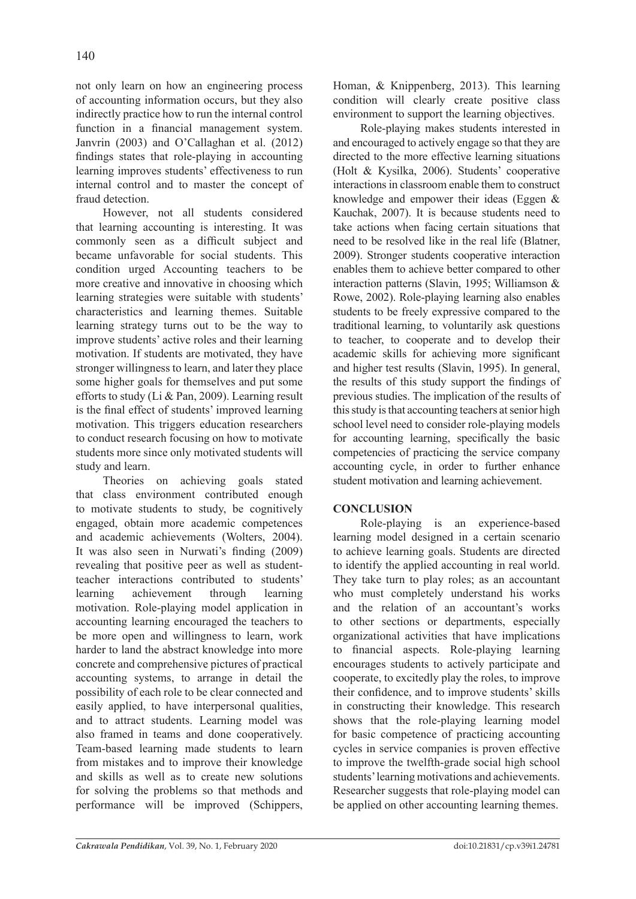not only learn on how an engineering process of accounting information occurs, but they also indirectly practice how to run the internal control function in a financial management system. Janvrin (2003) and O'Callaghan et al. (2012) findings states that role-playing in accounting learning improves students' effectiveness to run internal control and to master the concept of fraud detection.

However, not all students considered that learning accounting is interesting. It was commonly seen as a difficult subject and became unfavorable for social students. This condition urged Accounting teachers to be more creative and innovative in choosing which learning strategies were suitable with students' characteristics and learning themes. Suitable learning strategy turns out to be the way to improve students' active roles and their learning motivation. If students are motivated, they have stronger willingness to learn, and later they place some higher goals for themselves and put some efforts to study (Li & Pan, 2009). Learning result is the final effect of students' improved learning motivation. This triggers education researchers to conduct research focusing on how to motivate students more since only motivated students will study and learn.

Theories on achieving goals stated that class environment contributed enough to motivate students to study, be cognitively engaged, obtain more academic competences and academic achievements (Wolters, 2004). It was also seen in Nurwati's finding (2009) revealing that positive peer as well as student-teacher interactions contributed to students' learning achievement through learning motivation. Role-playing model application in accounting learning encouraged the teachers to be more open and willingness to learn, work harder to land the abstract knowledge into more concrete and comprehensive pictures of practical accounting systems, to arrange in detail the possibility of each role to be clear connected and easily applied, to have interpersonal qualities, and to attract students. Learning model was also framed in teams and done cooperatively. Team-based learning made students to learn from mistakes and to improve their knowledge and skills as well as to create new solutions for solving the problems so that methods and performance will be improved (Schippers, Homan, & Knippenberg, 2013). This learning condition will clearly create positive class environment to support the learning objectives.

Role-playing makes students interested in and encouraged to actively engage so that they are directed to the more effective learning situations (Holt & Kysilka, 2006). Students' cooperative interactions in classroom enable them to construct knowledge and empower their ideas (Eggen & Kauchak, 2007). It is because students need to take actions when facing certain situations that need to be resolved like in the real life (Blatner, 2009). Stronger students cooperative interaction enables them to achieve better compared to other interaction patterns (Slavin, 1995; Williamson & Rowe, 2002). Role-playing learning also enables students to be freely expressive compared to the traditional learning, to voluntarily ask questions to teacher, to cooperate and to develop their academic skills for achieving more significant and higher test results (Slavin, 1995). In general, the results of this study support the findings of previous studies. The implication of the results of this study is that accounting teachers at senior high school level need to consider role-playing models for accounting learning, specifically the basic competencies of practicing the service company accounting cycle, in order to further enhance student motivation and learning achievement.

## CONCLUSION

Role-playing is an experience-based learning model designed in a certain scenario to achieve learning goals. Students are directed to identify the applied accounting in real world. They take turn to play roles; as an accountant who must completely understand his works and the relation of an accountant's works to other sections or departments, especially organizational activities that have implications to financial aspects. Role-playing learning encourages students to actively participate and cooperate, to excitedly play the roles, to improve their confidence, and to improve students' skills in constructing their knowledge. This research shows that the role-playing learning model for basic competence of practicing accounting cycles in service companies is proven effective to improve the twelfth-grade social high school students' learning motivations and achievements. Researcher suggests that role-playing model can be applied on other accounting learning themes.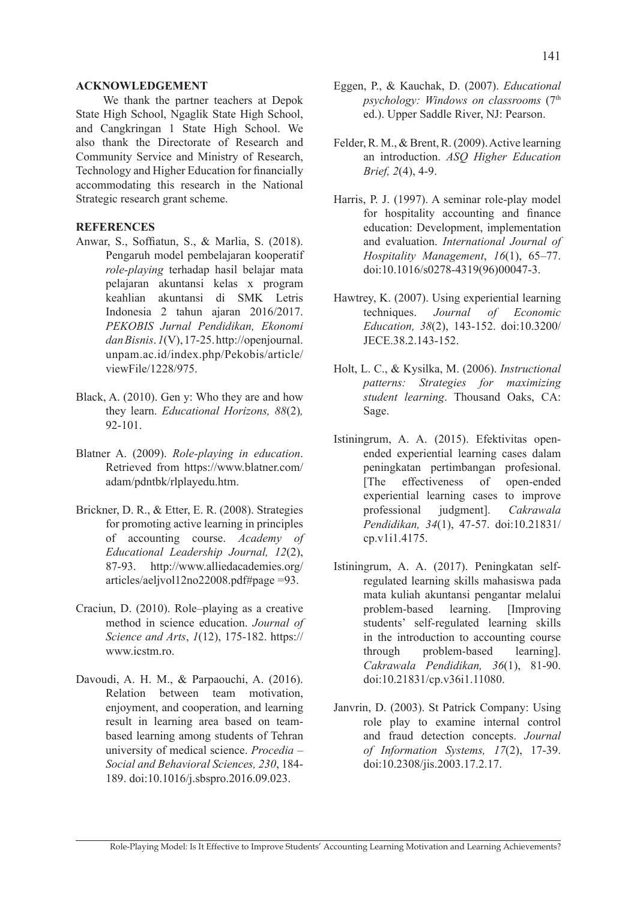## ACKNOWLEDGEMENT

We thank the partner teachers at Depok State High School, Ngaglik State High School, and Cangkringan 1 State High School. We also thank the Directorate of Research and Community Service and Ministry of Research, Technology and Higher Education for financially accommodating this research in the National Strategic research grant scheme.

## REFERENCES

Anwar, S., Soffiatun, S., & Marlia, S. (2018). Pengaruh model pembelajaran kooperatif *role-playing* terhadap hasil belajar mata pelajaran akuntansi kelas x program keahlian akuntansi di SMK Letris Indonesia 2 tahun ajaran 2016/2017. *PEKOBIS Jurnal Pendidikan, Ekonomi dan Bisnis*. *1*(V), 17-25. http://openjournal.unpam.ac.id/index.php/Pekobis/article/viewFile/1228/975.

Black, A. (2010). Gen y: Who they are and how they learn. *Educational Horizons, 88*(2)*,* 92-101.

Blatner A. (2009). *Role-playing in education*. Retrieved from https://www.blatner.com/adam/pdntbk/rlplayedu.htm.

Brickner, D. R., & Etter, E. R. (2008). Strategies for promoting active learning in principles of accounting course. *Academy of Educational Leadership Journal, 12*(2), 87-93. http://www.alliedacademies.org/articles/aeljvol12no22008.pdf#page =93.

Craciun, D. (2010). Role–playing as a creative method in science education. *Journal of Science and Arts*, *1*(12), 175-182. https://www.icstm.ro.

Davoudi, A. H. M., & Parpaouchi, A. (2016). Relation between team motivation, enjoyment, and cooperation, and learning result in learning area based on team-based learning among students of Tehran university of medical science. *Procedia – Social and Behavioral Sciences, 230*, 184-189. doi:10.1016/j.sbspro.2016.09.023.

Eggen, P., & Kauchak, D. (2007). *Educational psychology: Windows on classrooms* (7th ed.). Upper Saddle River, NJ: Pearson.

Felder, R. M., & Brent, R. (2009). Active learning an introduction. *ASQ Higher Education Brief, 2*(4), 4-9.

Harris, P. J. (1997). A seminar role-play model for hospitality accounting and finance education: Development, implementation and evaluation. *International Journal of Hospitality Management*, *16*(1), 65–77. doi:10.1016/s0278-4319(96)00047-3.

Hawtrey, K. (2007). Using experiential learning techniques. *Journal of Economic Education, 38*(2), 143-152. doi:10.3200/JECE.38.2.143-152.

Holt, L. C., & Kysilka, M. (2006). *Instructional patterns: Strategies for maximizing student learning*. Thousand Oaks, CA: Sage.

Istiningrum, A. A. (2015). Efektivitas open-ended experiential learning cases dalam peningkatan pertimbangan profesional. [The effectiveness of open-ended experiential learning cases to improve professional judgment]. *Cakrawala Pendidikan, 34*(1), 47-57. doi:10.21831/cp.v1i1.4175.

Istiningrum, A. A. (2017). Peningkatan self-regulated learning skills mahasiswa pada mata kuliah akuntansi pengantar melalui problem-based learning. [Improving students' self-regulated learning skills in the introduction to accounting course through problem-based learning]. *Cakrawala Pendidikan, 36*(1), 81-90. doi:10.21831/cp.v36i1.11080.

Janvrin, D. (2003). St Patrick Company: Using role play to examine internal control and fraud detection concepts. *Journal of Information Systems, 17*(2), 17-39. doi:10.2308/jis.2003.17.2.17.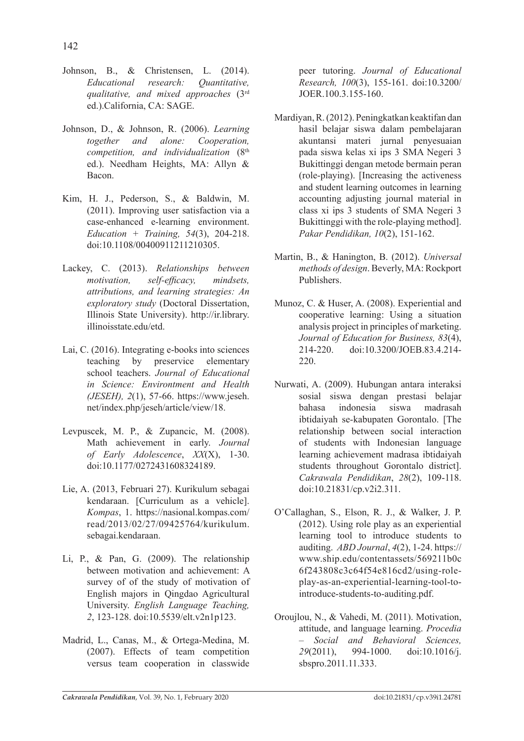Johnson, B., & Christensen, L. (2014). *Educational research: Quantitative, qualitative, and mixed approaches* (3rd ed.).California, CA: SAGE.

Johnson, D., & Johnson, R. (2006). *Learning together and alone: Cooperation, competition, and individualization* (8th ed.). Needham Heights, MA: Allyn & Bacon.

Kim, H. J., Pederson, S., & Baldwin, M. (2011). Improving user satisfaction via a case-enhanced e-learning environment. *Education + Training, 54*(3), 204-218. doi:10.1108/00400911211210305.

Lackey, C. (2013). *Relationships between motivation, self-efficacy, mindsets, attributions, and learning strategies: An exploratory study* (Doctoral Dissertation, Illinois State University). http://ir.library.illinoisstate.edu/etd.

Lai, C. (2016). Integrating e-books into sciences teaching by preservice elementary school teachers. *Journal of Educational in Science: Environtment and Health (JESEH), 2*(1), 57-66. https://www.jeseh.net/index.php/jeseh/article/view/18.

Levpuscek, M. P., & Zupancic, M. (2008). Math achievement in early. *Journal of Early Adolescence*, *XX*(X), 1-30. doi:10.1177/0272431608324189.

Lie, A. (2013, Februari 27). Kurikulum sebagai kendaraan. [Curriculum as a vehicle]. *Kompas*, 1. https://nasional.kompas.com/read/2013/02/27/09425764/kurikulum.sebagai.kendaraan.

Li, P., & Pan, G. (2009). The relationship between motivation and achievement: A survey of of the study of motivation of English majors in Qingdao Agricultural University. *English Language Teaching, 2*, 123-128. doi:10.5539/elt.v2n1p123.

Madrid, L., Canas, M., & Ortega-Medina, M. (2007). Effects of team competition versus team cooperation in classwide peer tutoring. *Journal of Educational Research, 100*(3), 155-161. doi:10.3200/JOER.100.3.155-160.

Mardiyan, R. (2012). Peningkatkan keaktifan dan hasil belajar siswa dalam pembelajaran akuntansi materi jurnal penyesuaian pada siswa kelas xi ips 3 SMA Negeri 3 Bukittinggi dengan metode bermain peran (role-playing). [Increasing the activeness and student learning outcomes in learning accounting adjusting journal material in class xi ips 3 students of SMA Negeri 3 Bukittinggi with the role-playing method]. *Pakar Pendidikan, 10*(2), 151-162.

Martin, B., & Hanington, B. (2012). *Universal methods of design*. Beverly, MA: Rockport Publishers.

Munoz, C. & Huser, A. (2008). Experiential and cooperative learning: Using a situation analysis project in principles of marketing. *Journal of Education for Business, 83*(4), 214-220. doi:10.3200/JOEB.83.4.214-220.

Nurwati, A. (2009). Hubungan antara interaksi sosial siswa dengan prestasi belajar bahasa indonesia siswa madrasah ibtidaiyah se-kabupaten Gorontalo. [The relationship between social interaction of students with Indonesian language learning achievement madrasa ibtidaiyah students throughout Gorontalo district]. *Cakrawala Pendidikan*, *28*(2), 109-118. doi:10.21831/cp.v2i2.311.

O'Callaghan, S., Elson, R. J., & Walker, J. P. (2012). Using role play as an experiential learning tool to introduce students to auditing. *ABD Journal*, *4*(2), 1-24. https://www.ship.edu/contentassets/569211b0c6f243808c3c64f54e816cd2/using-role-play-as-an-experiential-learning-tool-to-introduce-students-to-auditing.pdf.

Oroujlou, N., & Vahedi, M. (2011). Motivation, attitude, and language learning. *Procedia – Social and Behavioral Sciences, 29*(2011), 994-1000. doi:10.1016/j.sbspro.2011.11.333.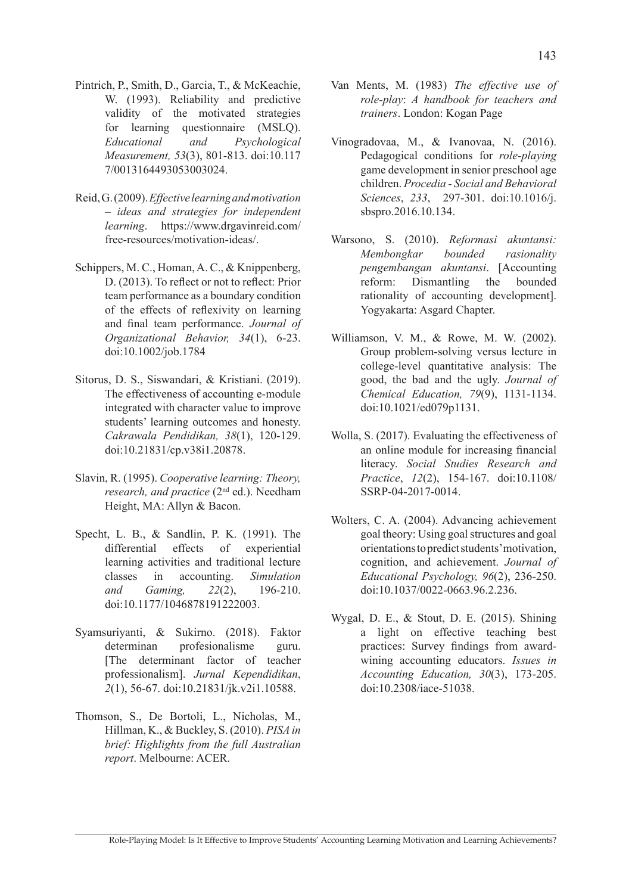Pintrich, P., Smith, D., Garcia, T., & McKeachie, W. (1993). Reliability and predictive validity of the motivated strategies for learning questionnaire (MSLQ). *Educational and Psychological Measurement, 53*(3), 801-813. doi:10.1177/0013164493053003024.

Reid, G. (2009). *Effective learning and motivation – ideas and strategies for independent learning*. https://www.drgavinreid.com/free-resources/motivation-ideas/.

Schippers, M. C., Homan, A. C., & Knippenberg, D. (2013). To reflect or not to reflect: Prior team performance as a boundary condition of the effects of reflexivity on learning and final team performance. *Journal of Organizational Behavior, 34*(1), 6-23. doi:10.1002/job.1784

Sitorus, D. S., Siswandari, & Kristiani. (2019). The effectiveness of accounting e-module integrated with character value to improve students' learning outcomes and honesty. *Cakrawala Pendidikan, 38*(1), 120-129. doi:10.21831/cp.v38i1.20878.

Slavin, R. (1995). *Cooperative learning: Theory, research, and practice* (2nd ed.). Needham Height, MA: Allyn & Bacon.

Specht, L. B., & Sandlin, P. K. (1991). The differential effects of experiential learning activities and traditional lecture classes in accounting. *Simulation and Gaming, 22*(2), 196-210. doi:10.1177/1046878191222003.

Syamsuriyanti, & Sukirno. (2018). Faktor determinan profesionalisme guru. [The determinant factor of teacher professionalism]. *Jurnal Kependidikan*, *2*(1), 56-67. doi:10.21831/jk.v2i1.10588.

Thomson, S., De Bortoli, L., Nicholas, M., Hillman, K., & Buckley, S. (2010). *PISA in brief: Highlights from the full Australian report*. Melbourne: ACER.

Van Ments, M. (1983) *The effective use of role-play*: *A handbook for teachers and trainers*. London: Kogan Page

Vinogradovaa, M., & Ivanovaa, N. (2016). Pedagogical conditions for *role-playing* game development in senior preschool age children. *Procedia - Social and Behavioral Sciences*, *233*, 297-301. doi:10.1016/j.sbspro.2016.10.134.

Warsono, S. (2010). *Reformasi akuntansi: Membongkar bounded rasionality pengembangan akuntansi*. [Accounting reform: Dismantling the bounded rationality of accounting development]. Yogyakarta: Asgard Chapter.

Williamson, V. M., & Rowe, M. W. (2002). Group problem-solving versus lecture in college-level quantitative analysis: The good, the bad and the ugly. *Journal of Chemical Education, 79*(9), 1131-1134. doi:10.1021/ed079p1131.

Wolla, S. (2017). Evaluating the effectiveness of an online module for increasing financial literacy. *Social Studies Research and Practice*, *12*(2), 154-167. doi:10.1108/SSRP-04-2017-0014.

Wolters, C. A. (2004). Advancing achievement goal theory: Using goal structures and goal orientations to predict students' motivation, cognition, and achievement. *Journal of Educational Psychology, 96*(2), 236-250. doi:10.1037/0022-0663.96.2.236.

Wygal, D. E., & Stout, D. E. (2015). Shining a light on effective teaching best practices: Survey findings from award-wining accounting educators. *Issues in Accounting Education, 30*(3), 173-205. doi:10.2308/iace-51038.